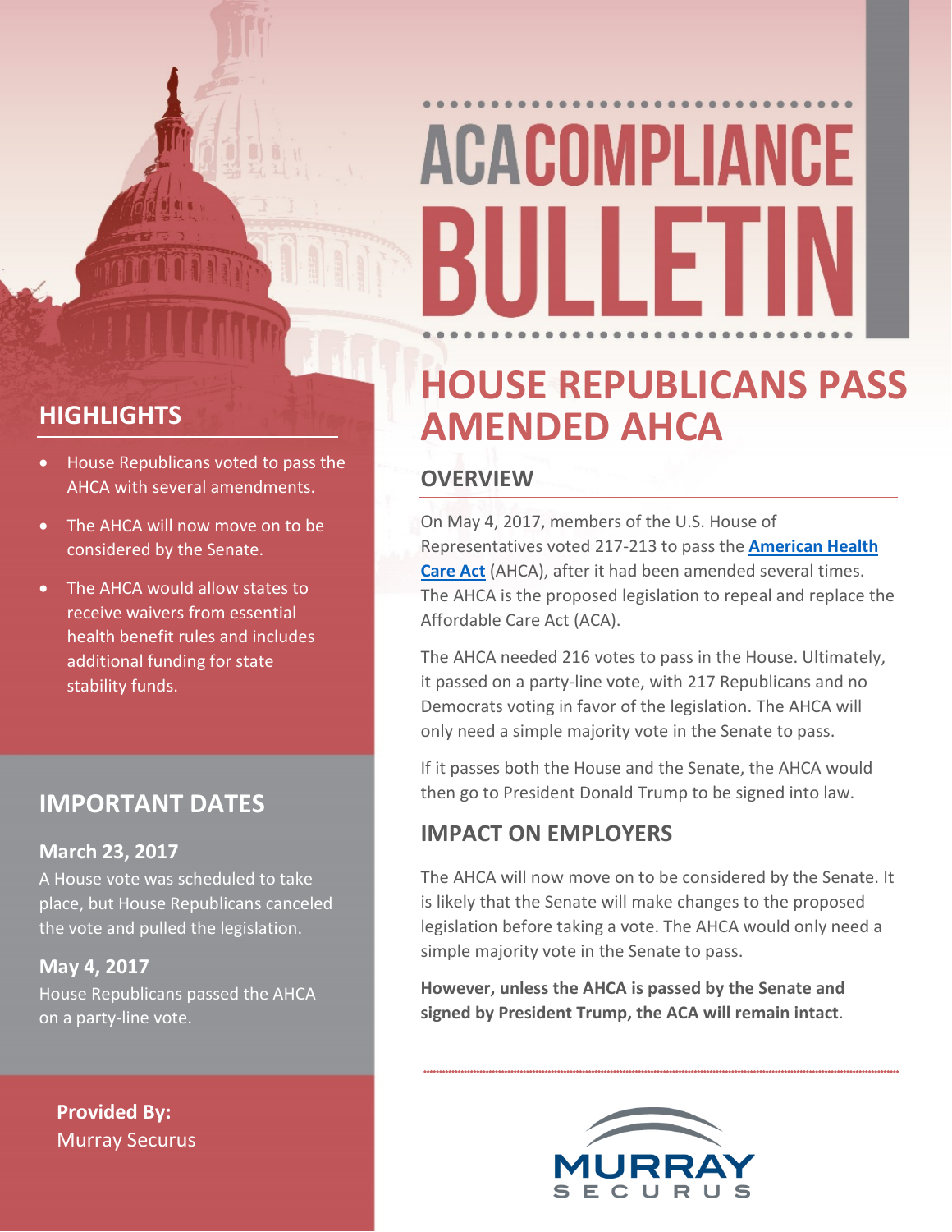# ACA COMPLIANCE BULLETIN

# HOUSE REPUBLICANS PASS AMENDED AHCA

## OVERVIEW

On May 4, 2017, members of the U.S. House of Representatives voted 217-213 to pass the **American Health Care Act** (AHCA), after it had been amended several times. The AHCA is the proposed legislation to repeal and replace the Affordable Care Act (ACA).

The AHCA needed 216 votes to pass in the House. Ultimately, it passed on a party-line vote, with 217 Republicans and no Democrats voting in favor of the legislation. The AHCA will only need a simple majority vote in the Senate to pass.

If it passes both the House and the Senate, the AHCA would then go to President Donald Trump to be signed into law.

## IMPACT ON EMPLOYERS

The AHCA will now move on to be considered by the Senate. It is likely that the Senate will make changes to the proposed legislation before taking a vote. The AHCA would only need a simple majority vote in the Senate to pass.

**However, unless the AHCA is passed by the Senate and signed by President Trump, the ACA will remain intact**.

## HIGHLIGHTS

- House Republicans voted to pass the AHCA with several amendments.
- The AHCA will now move on to be considered by the Senate.
- The AHCA would allow states to receive waivers from essential health benefit rules and includes additional funding for state stability funds.

## IMPORTANT DATES

### March 23, 2017

A House vote was scheduled to take place, but House Republicans canceled the vote and pulled the legislation.

### May 4, 2017

House Republicans passed the AHCA on a party-line vote.

**Provided By:**
Murray Securus

MURRAY SECURUS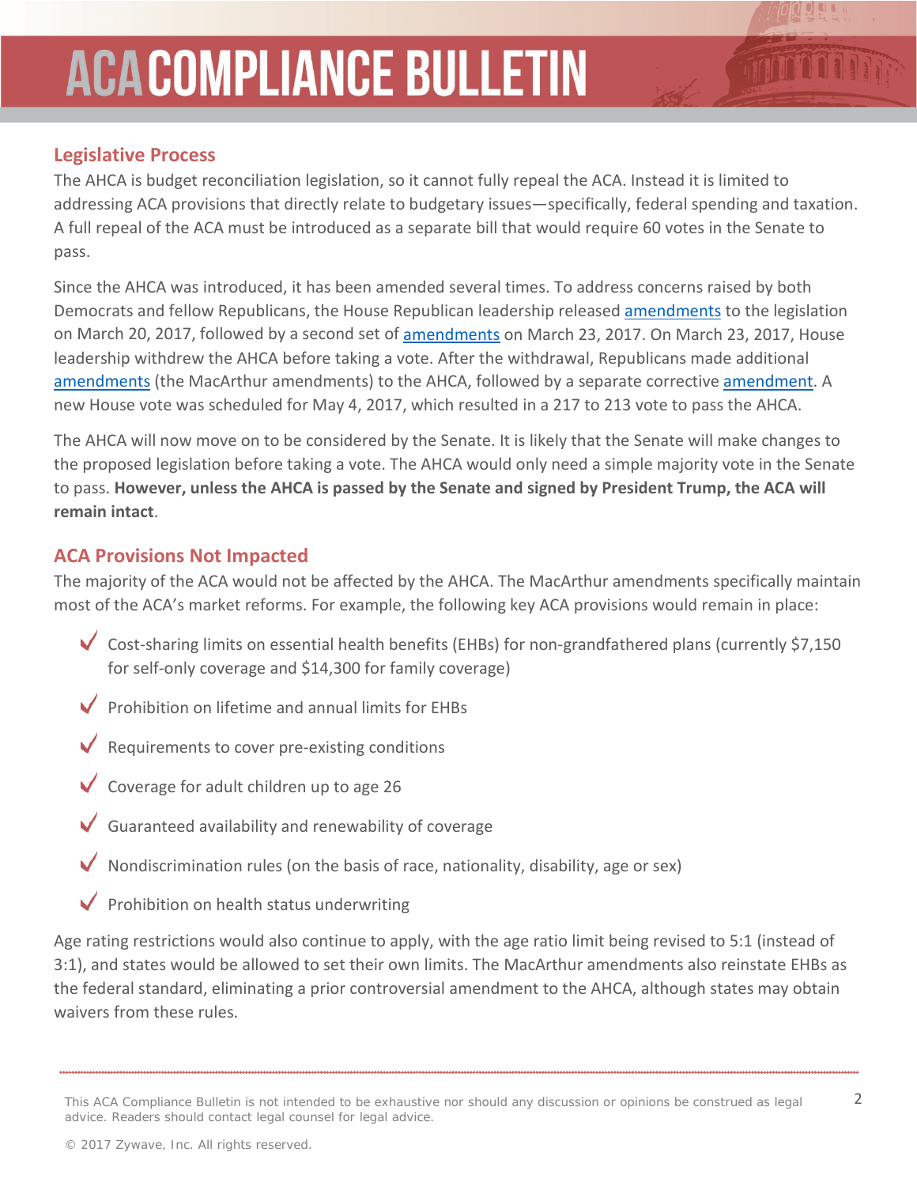## Legislative Process

The AHCA is budget reconciliation legislation, so it cannot fully repeal the ACA. Instead it is limited to addressing ACA provisions that directly relate to budgetary issues—specifically, federal spending and taxation. A full repeal of the ACA must be introduced as a separate bill that would require 60 votes in the Senate to pass.

Since the AHCA was introduced, it has been amended several times. To address concerns raised by both Democrats and fellow Republicans, the House Republican leadership released amendments to the legislation on March 20, 2017, followed by a second set of amendments on March 23, 2017. On March 23, 2017, House leadership withdrew the AHCA before taking a vote. After the withdrawal, Republicans made additional amendments (the MacArthur amendments) to the AHCA, followed by a separate corrective amendment. A new House vote was scheduled for May 4, 2017, which resulted in a 217 to 213 vote to pass the AHCA.

The AHCA will now move on to be considered by the Senate. It is likely that the Senate will make changes to the proposed legislation before taking a vote. The AHCA would only need a simple majority vote in the Senate to pass. **However, unless the AHCA is passed by the Senate and signed by President Trump, the ACA will remain intact**.

## ACA Provisions Not Impacted

The majority of the ACA would not be affected by the AHCA. The MacArthur amendments specifically maintain most of the ACA's market reforms. For example, the following key ACA provisions would remain in place:

- ✓ Cost-sharing limits on essential health benefits (EHBs) for non-grandfathered plans (currently $7,150 for self-only coverage and $14,300 for family coverage)
- ✓ Prohibition on lifetime and annual limits for EHBs
- ✓ Requirements to cover pre-existing conditions
- ✓ Coverage for adult children up to age 26
- ✓ Guaranteed availability and renewability of coverage
- ✓ Nondiscrimination rules (on the basis of race, nationality, disability, age or sex)
- ✓ Prohibition on health status underwriting

Age rating restrictions would also continue to apply, with the age ratio limit being revised to 5:1 (instead of 3:1), and states would be allowed to set their own limits. The MacArthur amendments also reinstate EHBs as the federal standard, eliminating a prior controversial amendment to the AHCA, although states may obtain waivers from these rules.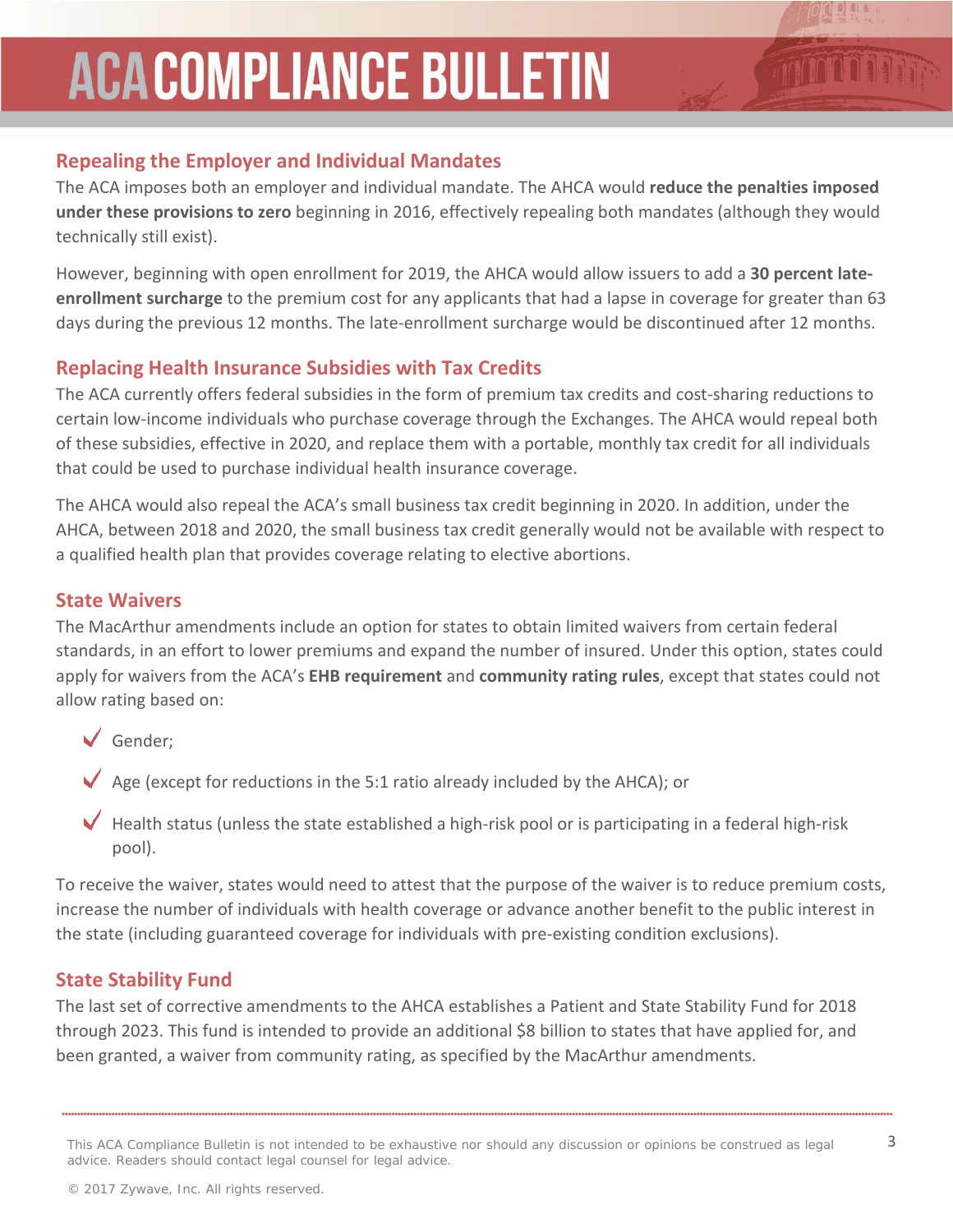## Repealing the Employer and Individual Mandates

The ACA imposes both an employer and individual mandate. The AHCA would **reduce the penalties imposed under these provisions to zero** beginning in 2016, effectively repealing both mandates (although they would technically still exist).

However, beginning with open enrollment for 2019, the AHCA would allow issuers to add a **30 percent late-enrollment surcharge** to the premium cost for any applicants that had a lapse in coverage for greater than 63 days during the previous 12 months. The late-enrollment surcharge would be discontinued after 12 months.

## Replacing Health Insurance Subsidies with Tax Credits

The ACA currently offers federal subsidies in the form of premium tax credits and cost-sharing reductions to certain low-income individuals who purchase coverage through the Exchanges. The AHCA would repeal both of these subsidies, effective in 2020, and replace them with a portable, monthly tax credit for all individuals that could be used to purchase individual health insurance coverage.

The AHCA would also repeal the ACA's small business tax credit beginning in 2020. In addition, under the AHCA, between 2018 and 2020, the small business tax credit generally would not be available with respect to a qualified health plan that provides coverage relating to elective abortions.

## State Waivers

The MacArthur amendments include an option for states to obtain limited waivers from certain federal standards, in an effort to lower premiums and expand the number of insured. Under this option, states could apply for waivers from the ACA's **EHB requirement** and **community rating rules**, except that states could not allow rating based on:

- Gender;
- Age (except for reductions in the 5:1 ratio already included by the AHCA); or
- Health status (unless the state established a high-risk pool or is participating in a federal high-risk pool).

To receive the waiver, states would need to attest that the purpose of the waiver is to reduce premium costs, increase the number of individuals with health coverage or advance another benefit to the public interest in the state (including guaranteed coverage for individuals with pre-existing condition exclusions).

## State Stability Fund

The last set of corrective amendments to the AHCA establishes a Patient and State Stability Fund for 2018 through 2023. This fund is intended to provide an additional $8 billion to states that have applied for, and been granted, a waiver from community rating, as specified by the MacArthur amendments.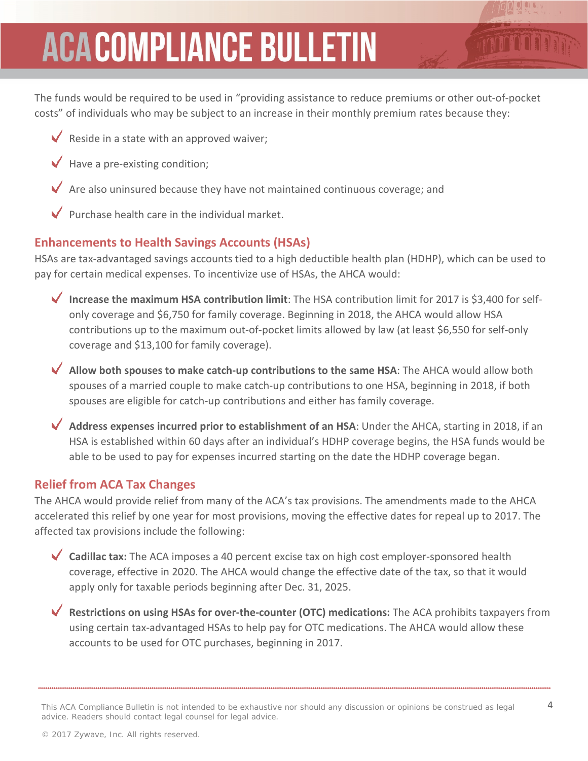The funds would be required to be used in "providing assistance to reduce premiums or other out-of-pocket costs" of individuals who may be subject to an increase in their monthly premium rates because they:

- Reside in a state with an approved waiver;
- Have a pre-existing condition;
- Are also uninsured because they have not maintained continuous coverage; and
- Purchase health care in the individual market.

## Enhancements to Health Savings Accounts (HSAs)

HSAs are tax-advantaged savings accounts tied to a high deductible health plan (HDHP), which can be used to pay for certain medical expenses. To incentivize use of HSAs, the AHCA would:

- **Increase the maximum HSA contribution limit**: The HSA contribution limit for 2017 is $3,400 for self-only coverage and $6,750 for family coverage. Beginning in 2018, the AHCA would allow HSA contributions up to the maximum out-of-pocket limits allowed by law (at least $6,550 for self-only coverage and $13,100 for family coverage).
- **Allow both spouses to make catch-up contributions to the same HSA**: The AHCA would allow both spouses of a married couple to make catch-up contributions to one HSA, beginning in 2018, if both spouses are eligible for catch-up contributions and either has family coverage.
- **Address expenses incurred prior to establishment of an HSA**: Under the AHCA, starting in 2018, if an HSA is established within 60 days after an individual's HDHP coverage begins, the HSA funds would be able to be used to pay for expenses incurred starting on the date the HDHP coverage began.

## Relief from ACA Tax Changes

The AHCA would provide relief from many of the ACA's tax provisions. The amendments made to the AHCA accelerated this relief by one year for most provisions, moving the effective dates for repeal up to 2017. The affected tax provisions include the following:

- **Cadillac tax:** The ACA imposes a 40 percent excise tax on high cost employer-sponsored health coverage, effective in 2020. The AHCA would change the effective date of the tax, so that it would apply only for taxable periods beginning after Dec. 31, 2025.
- **Restrictions on using HSAs for over-the-counter (OTC) medications:** The ACA prohibits taxpayers from using certain tax-advantaged HSAs to help pay for OTC medications. The AHCA would allow these accounts to be used for OTC purchases, beginning in 2017.

This ACA Compliance Bulletin is not intended to be exhaustive nor should any discussion or opinions be construed as legal advice. Readers should contact legal counsel for legal advice.

© 2017 Zywave, Inc. All rights reserved.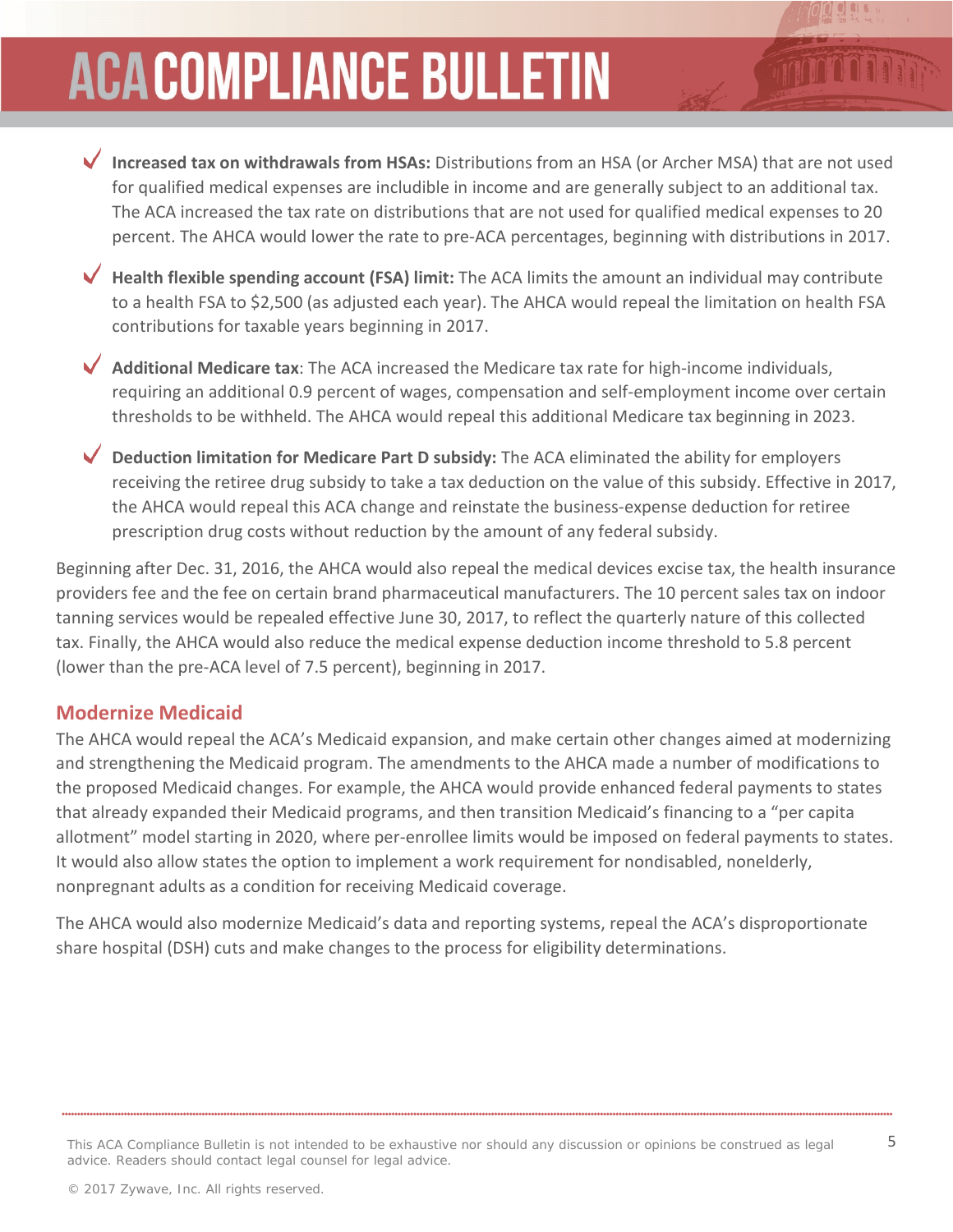- **Increased tax on withdrawals from HSAs:** Distributions from an HSA (or Archer MSA) that are not used for qualified medical expenses are includible in income and are generally subject to an additional tax. The ACA increased the tax rate on distributions that are not used for qualified medical expenses to 20 percent. The AHCA would lower the rate to pre-ACA percentages, beginning with distributions in 2017.
- **Health flexible spending account (FSA) limit:** The ACA limits the amount an individual may contribute to a health FSA to $2,500 (as adjusted each year). The AHCA would repeal the limitation on health FSA contributions for taxable years beginning in 2017.
- **Additional Medicare tax**: The ACA increased the Medicare tax rate for high-income individuals, requiring an additional 0.9 percent of wages, compensation and self-employment income over certain thresholds to be withheld. The AHCA would repeal this additional Medicare tax beginning in 2023.
- **Deduction limitation for Medicare Part D subsidy:** The ACA eliminated the ability for employers receiving the retiree drug subsidy to take a tax deduction on the value of this subsidy. Effective in 2017, the AHCA would repeal this ACA change and reinstate the business-expense deduction for retiree prescription drug costs without reduction by the amount of any federal subsidy.

Beginning after Dec. 31, 2016, the AHCA would also repeal the medical devices excise tax, the health insurance providers fee and the fee on certain brand pharmaceutical manufacturers. The 10 percent sales tax on indoor tanning services would be repealed effective June 30, 2017, to reflect the quarterly nature of this collected tax. Finally, the AHCA would also reduce the medical expense deduction income threshold to 5.8 percent (lower than the pre-ACA level of 7.5 percent), beginning in 2017.

## Modernize Medicaid

The AHCA would repeal the ACA's Medicaid expansion, and make certain other changes aimed at modernizing and strengthening the Medicaid program. The amendments to the AHCA made a number of modifications to the proposed Medicaid changes. For example, the AHCA would provide enhanced federal payments to states that already expanded their Medicaid programs, and then transition Medicaid's financing to a "per capita allotment" model starting in 2020, where per-enrollee limits would be imposed on federal payments to states. It would also allow states the option to implement a work requirement for nondisabled, nonelderly, nonpregnant adults as a condition for receiving Medicaid coverage.

The AHCA would also modernize Medicaid's data and reporting systems, repeal the ACA's disproportionate share hospital (DSH) cuts and make changes to the process for eligibility determinations.

This ACA Compliance Bulletin is not intended to be exhaustive nor should any discussion or opinions be construed as legal advice. Readers should contact legal counsel for legal advice.

© 2017 Zywave, Inc. All rights reserved.